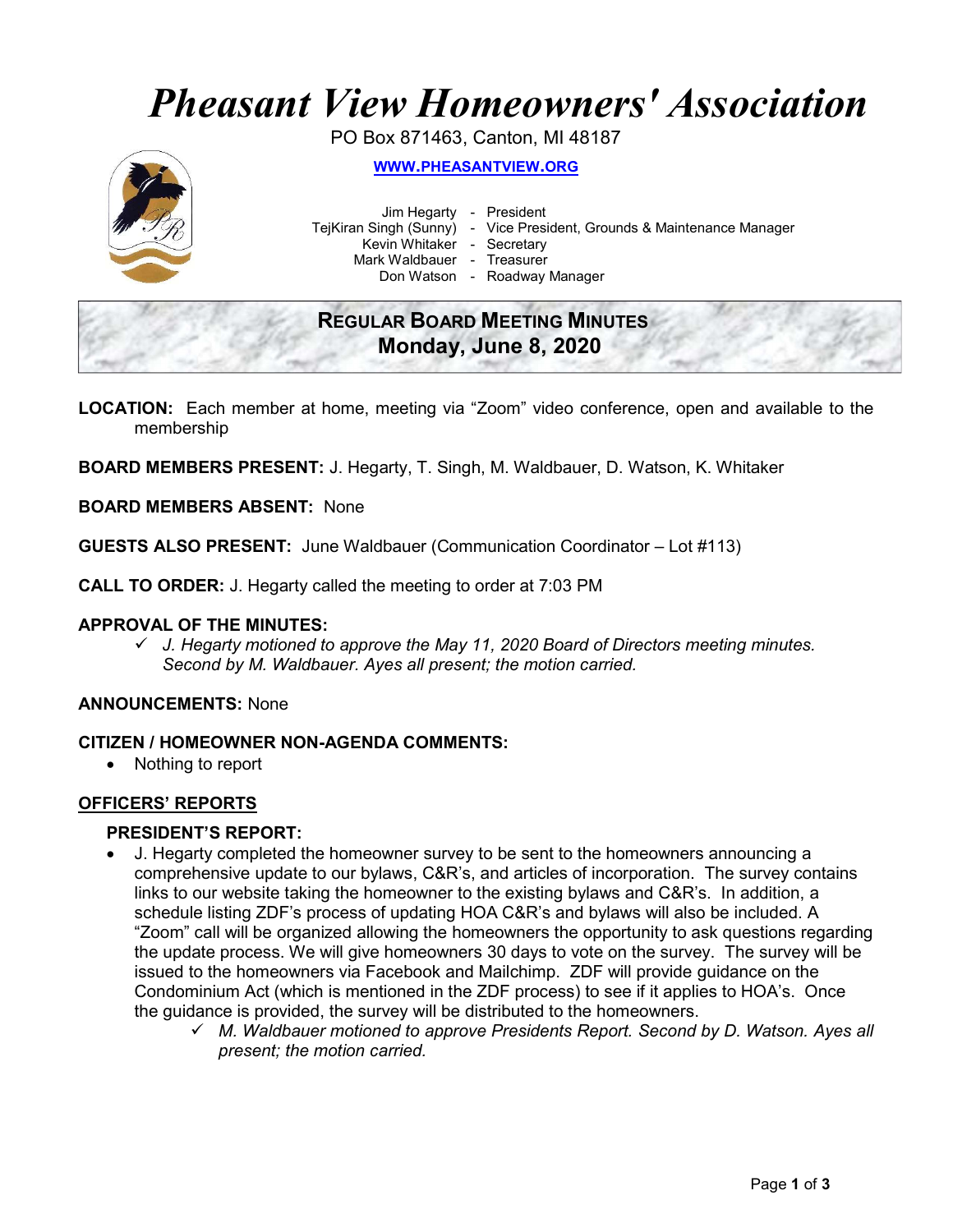# Pheasant View Homeowners' Association

PO Box 871463, Canton, MI 48187

[WWW.PHEASANTVIEW.ORG](http://WWW.PHEASANTVIEW.ORG)

Jim Hegarty - President
TejKiran Singh (Sunny) - Vice President, Grounds & Maintenance Manager
Kevin Whitaker - Secretary
Mark Waldbauer - Treasurer
Don Watson - Roadway Manager

## REGULAR BOARD MEETING MINUTES
## Monday, June 8, 2020

**LOCATION:** Each member at home, meeting via "Zoom" video conference, open and available to the membership

**BOARD MEMBERS PRESENT:** J. Hegarty, T. Singh, M. Waldbauer, D. Watson, K. Whitaker

**BOARD MEMBERS ABSENT:** None

**GUESTS ALSO PRESENT:** June Waldbauer (Communication Coordinator – Lot #113)

**CALL TO ORDER:** J. Hegarty called the meeting to order at 7:03 PM

**APPROVAL OF THE MINUTES:**

- ✓ *J. Hegarty motioned to approve the May 11, 2020 Board of Directors meeting minutes. Second by M. Waldbauer. Ayes all present; the motion carried.*

**ANNOUNCEMENTS:** None

**CITIZEN / HOMEOWNER NON-AGENDA COMMENTS:**

- Nothing to report

## OFFICERS' REPORTS

### PRESIDENT'S REPORT:

- J. Hegarty completed the homeowner survey to be sent to the homeowners announcing a comprehensive update to our bylaws, C&R's, and articles of incorporation. The survey contains links to our website taking the homeowner to the existing bylaws and C&R's. In addition, a schedule listing ZDF's process of updating HOA C&R's and bylaws will also be included. A "Zoom" call will be organized allowing the homeowners the opportunity to ask questions regarding the update process. We will give homeowners 30 days to vote on the survey. The survey will be issued to the homeowners via Facebook and Mailchimp. ZDF will provide guidance on the Condominium Act (which is mentioned in the ZDF process) to see if it applies to HOA's. Once the guidance is provided, the survey will be distributed to the homeowners.
  - ✓ *M. Waldbauer motioned to approve Presidents Report. Second by D. Watson. Ayes all present; the motion carried.*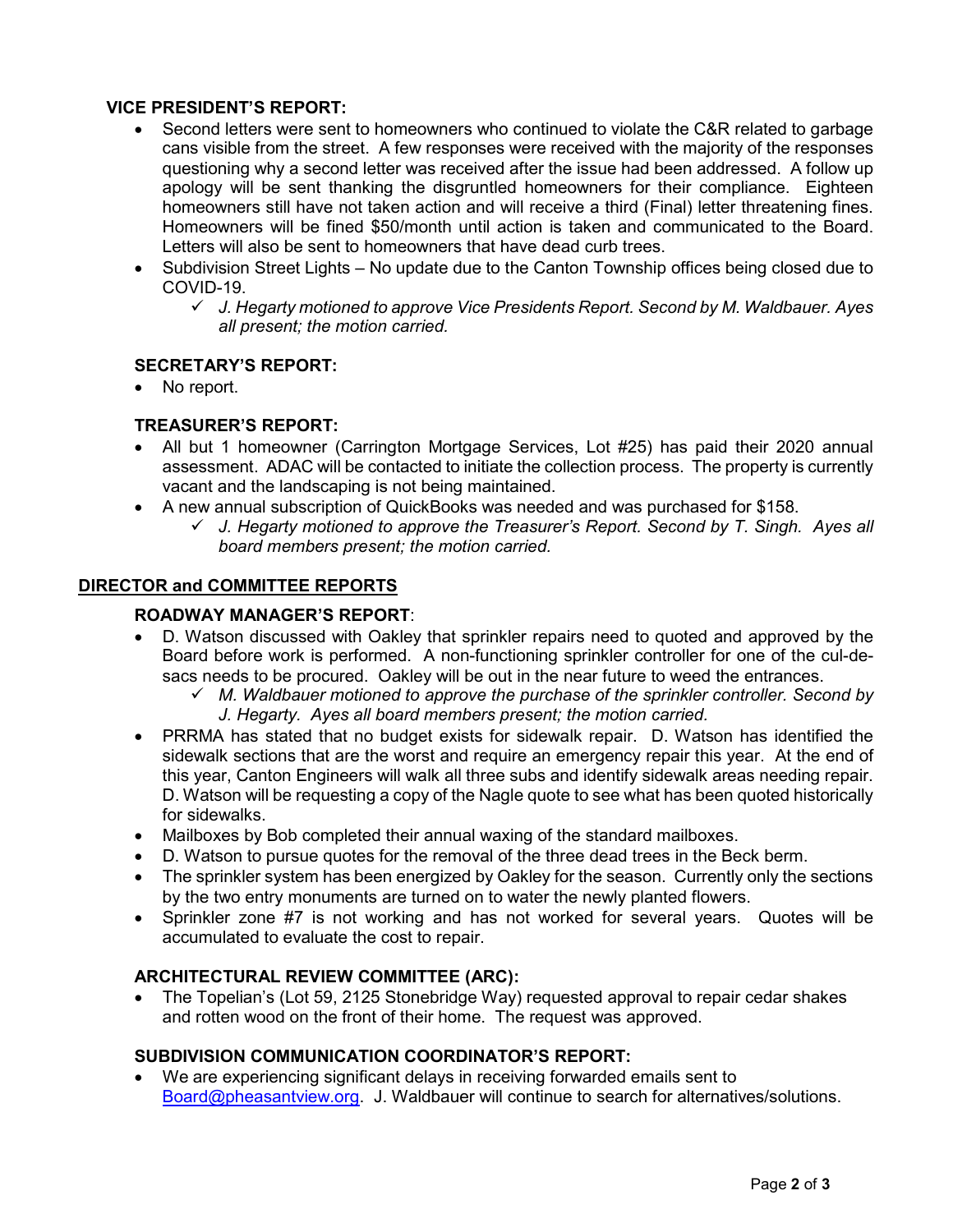### VICE PRESIDENT'S REPORT:

- Second letters were sent to homeowners who continued to violate the C&R related to garbage cans visible from the street. A few responses were received with the majority of the responses questioning why a second letter was received after the issue had been addressed. A follow up apology will be sent thanking the disgruntled homeowners for their compliance. Eighteen homeowners still have not taken action and will receive a third (Final) letter threatening fines. Homeowners will be fined $50/month until action is taken and communicated to the Board. Letters will also be sent to homeowners that have dead curb trees.
- Subdivision Street Lights – No update due to the Canton Township offices being closed due to COVID-19.
  - ✓ *J. Hegarty motioned to approve Vice Presidents Report. Second by M. Waldbauer. Ayes all present; the motion carried.*

### SECRETARY'S REPORT:

- No report.

### TREASURER'S REPORT:

- All but 1 homeowner (Carrington Mortgage Services, Lot #25) has paid their 2020 annual assessment. ADAC will be contacted to initiate the collection process. The property is currently vacant and the landscaping is not being maintained.
- A new annual subscription of QuickBooks was needed and was purchased for $158.
  - ✓ *J. Hegarty motioned to approve the Treasurer's Report. Second by T. Singh. Ayes all board members present; the motion carried.*

## DIRECTOR and COMMITTEE REPORTS

### ROADWAY MANAGER'S REPORT:

- D. Watson discussed with Oakley that sprinkler repairs need to quoted and approved by the Board before work is performed. A non-functioning sprinkler controller for one of the cul-de-sacs needs to be procured. Oakley will be out in the near future to weed the entrances.
  - ✓ *M. Waldbauer motioned to approve the purchase of the sprinkler controller. Second by J. Hegarty. Ayes all board members present; the motion carried.*
- PRRMA has stated that no budget exists for sidewalk repair. D. Watson has identified the sidewalk sections that are the worst and require an emergency repair this year. At the end of this year, Canton Engineers will walk all three subs and identify sidewalk areas needing repair. D. Watson will be requesting a copy of the Nagle quote to see what has been quoted historically for sidewalks.
- Mailboxes by Bob completed their annual waxing of the standard mailboxes.
- D. Watson to pursue quotes for the removal of the three dead trees in the Beck berm.
- The sprinkler system has been energized by Oakley for the season. Currently only the sections by the two entry monuments are turned on to water the newly planted flowers.
- Sprinkler zone #7 is not working and has not worked for several years. Quotes will be accumulated to evaluate the cost to repair.

### ARCHITECTURAL REVIEW COMMITTEE (ARC):

- The Topelian's (Lot 59, 2125 Stonebridge Way) requested approval to repair cedar shakes and rotten wood on the front of their home. The request was approved.

### SUBDIVISION COMMUNICATION COORDINATOR'S REPORT:

- We are experiencing significant delays in receiving forwarded emails sent to [Board@pheasantview.org](mailto:Board@pheasantview.org). J. Waldbauer will continue to search for alternatives/solutions.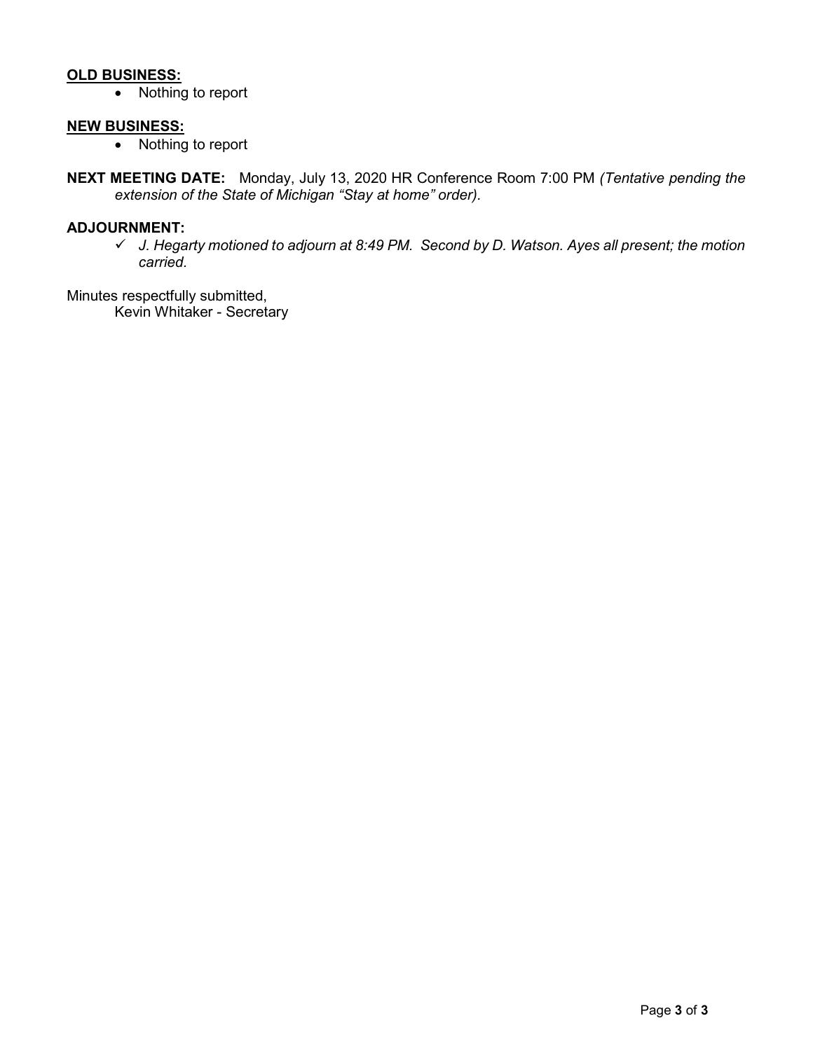**OLD BUSINESS:**

- Nothing to report

**NEW BUSINESS:**

- Nothing to report

**NEXT MEETING DATE:** Monday, July 13, 2020 HR Conference Room 7:00 PM *(Tentative pending the extension of the State of Michigan "Stay at home" order).*

**ADJOURNMENT:**

- ✓ *J. Hegarty motioned to adjourn at 8:49 PM. Second by D. Watson. Ayes all present; the motion carried.*

Minutes respectfully submitted,
Kevin Whitaker - Secretary